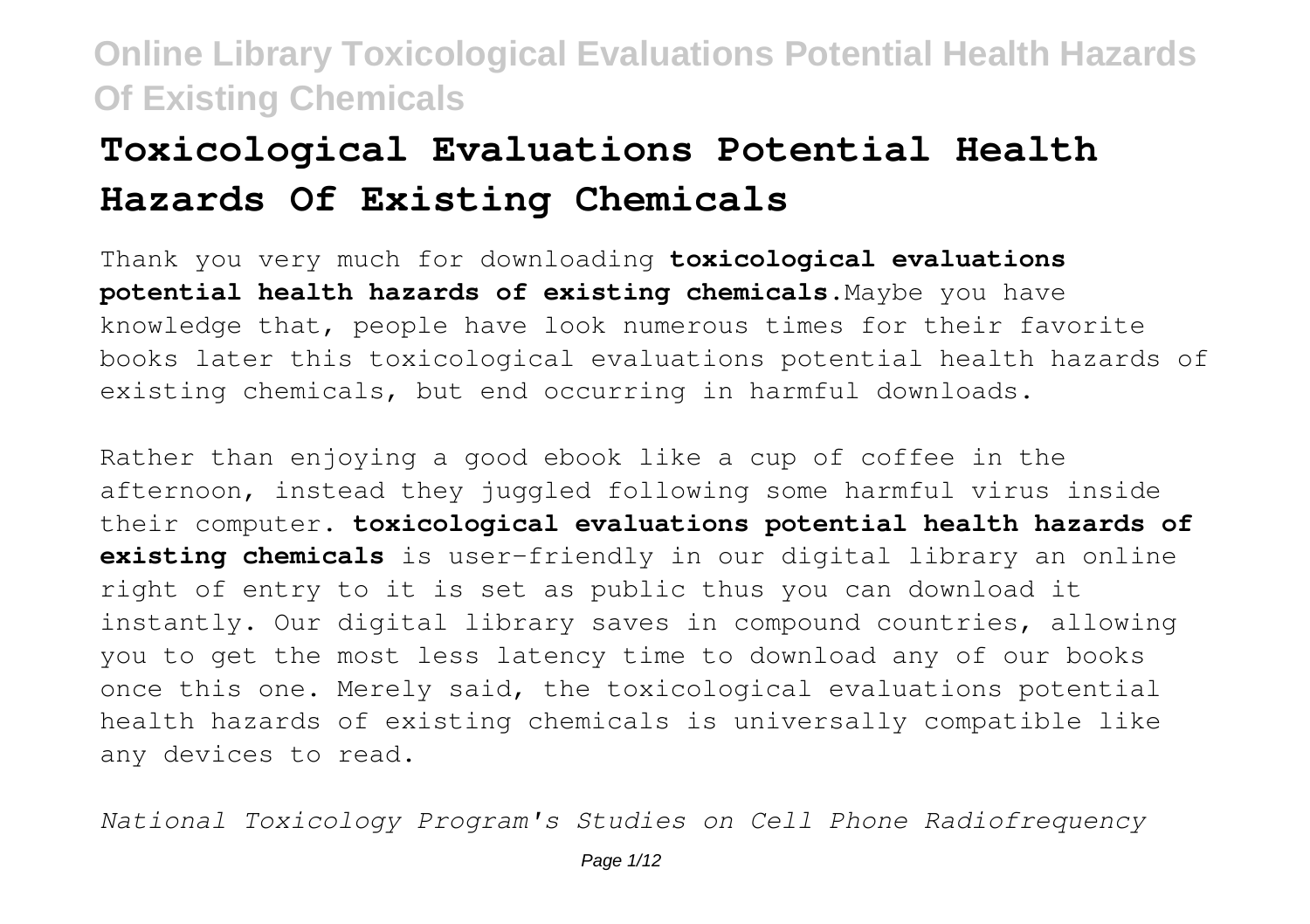# Toxicological Evaluations Potential Health Hazards Of Existing Chemicals

Thank you very much for downloading **toxicological evaluations potential health hazards of existing chemicals**.Maybe you have knowledge that, people have look numerous times for their favorite books later this toxicological evaluations potential health hazards of existing chemicals, but end occurring in harmful downloads.

Rather than enjoying a good ebook like a cup of coffee in the afternoon, instead they juggled following some harmful virus inside their computer. **toxicological evaluations potential health hazards of existing chemicals** is user-friendly in our digital library an online right of entry to it is set as public thus you can download it instantly. Our digital library saves in compound countries, allowing you to get the most less latency time to download any of our books once this one. Merely said, the toxicological evaluations potential health hazards of existing chemicals is universally compatible like any devices to read.

*National Toxicology Program's Studies on Cell Phone Radiofrequency*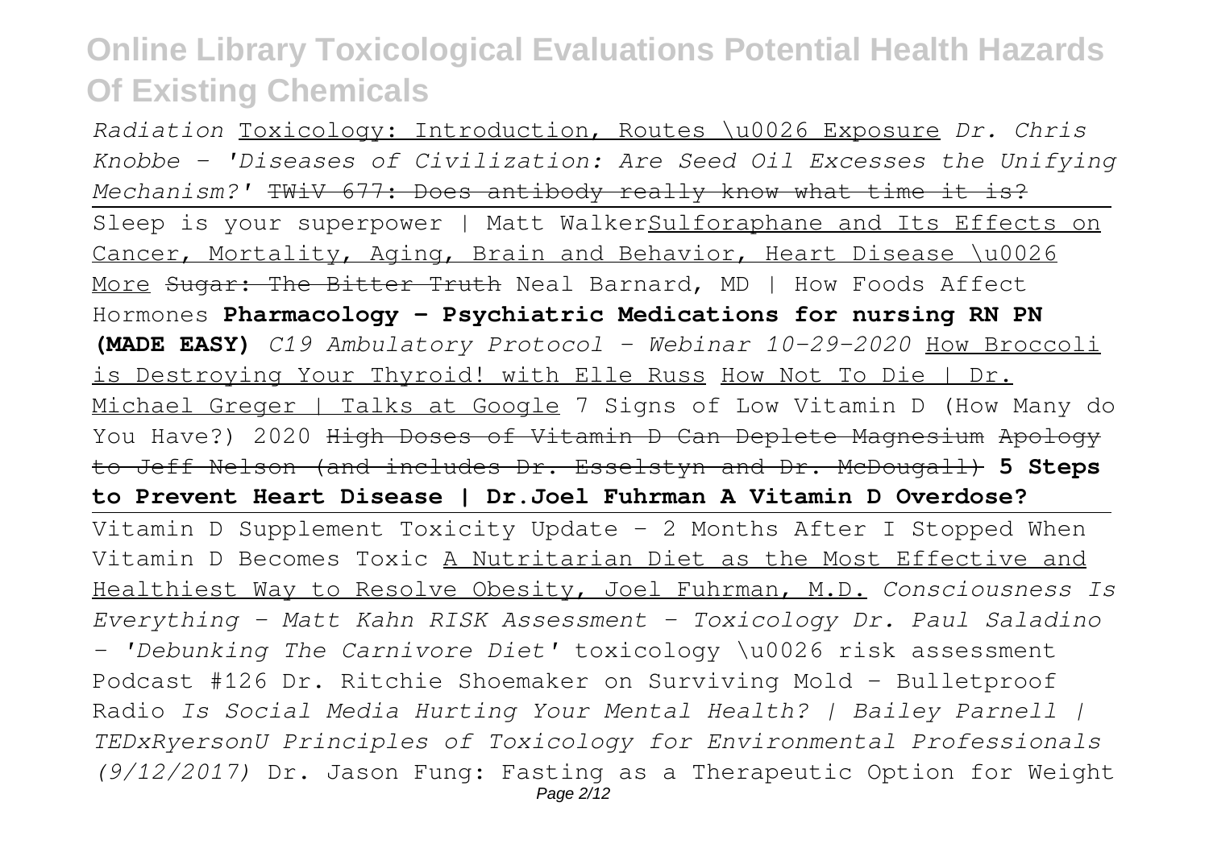*Radiation* Toxicology: Introduction, Routes \u0026 Exposure *Dr. Chris Knobbe - 'Diseases of Civilization: Are Seed Oil Excesses the Unifying Mechanism?'* ~~TWiV 677: Does antibody really know what time it is?~~

Sleep is your superpower | Matt Walker Sulforaphane and Its Effects on Cancer, Mortality, Aging, Brain and Behavior, Heart Disease \u0026 More ~~Sugar: The Bitter Truth~~ Neal Barnard, MD | How Foods Affect Hormones **Pharmacology - Psychiatric Medications for nursing RN PN (MADE EASY)** *C19 Ambulatory Protocol - Webinar 10-29-2020* How Broccoli is Destroying Your Thyroid! with Elle Russ How Not To Die | Dr. Michael Greger | Talks at Google 7 Signs of Low Vitamin D (How Many do You Have?) 2020 ~~High Doses of Vitamin D Can Deplete Magnesium~~ ~~Apology to Jeff Nelson (and includes Dr. Esselstyn and Dr. McDougall)~~ **5 Steps to Prevent Heart Disease | Dr.Joel Fuhrman A Vitamin D Overdose?**

Vitamin D Supplement Toxicity Update - 2 Months After I Stopped When Vitamin D Becomes Toxic A Nutritarian Diet as the Most Effective and Healthiest Way to Resolve Obesity, Joel Fuhrman, M.D. *Consciousness Is Everything - Matt Kahn RISK Assessment - Toxicology Dr. Paul Saladino - 'Debunking The Carnivore Diet'* toxicology \u0026 risk assessment Podcast #126 Dr. Ritchie Shoemaker on Surviving Mold - Bulletproof Radio *Is Social Media Hurting Your Mental Health? | Bailey Parnell | TEDxRyersonU Principles of Toxicology for Environmental Professionals (9/12/2017)* Dr. Jason Fung: Fasting as a Therapeutic Option for Weight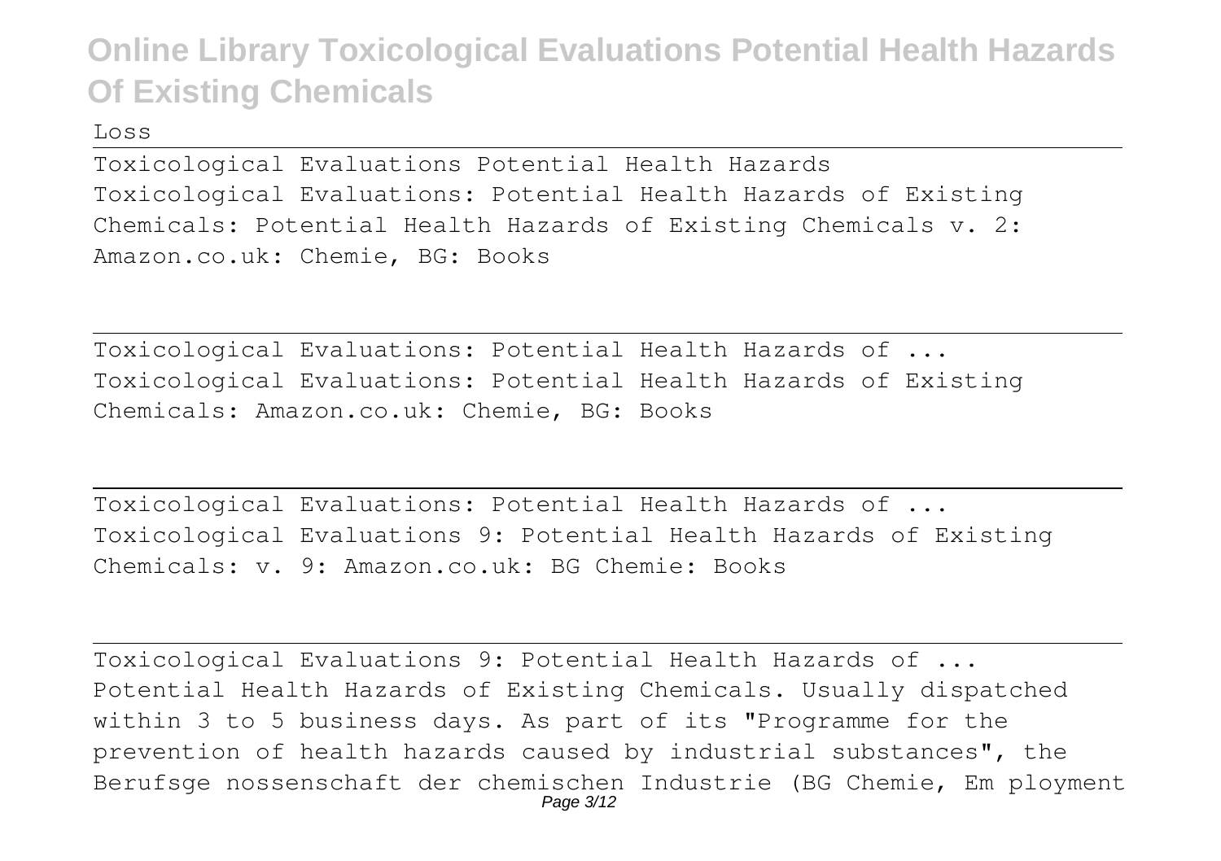Loss

## Toxicological Evaluations Potential Health Hazards

Toxicological Evaluations: Potential Health Hazards of Existing Chemicals: Potential Health Hazards of Existing Chemicals v. 2: Amazon.co.uk: Chemie, BG: Books

## Toxicological Evaluations: Potential Health Hazards of ...

Toxicological Evaluations: Potential Health Hazards of Existing Chemicals: Amazon.co.uk: Chemie, BG: Books

## Toxicological Evaluations: Potential Health Hazards of ...

Toxicological Evaluations 9: Potential Health Hazards of Existing Chemicals: v. 9: Amazon.co.uk: BG Chemie: Books

## Toxicological Evaluations 9: Potential Health Hazards of ...

Potential Health Hazards of Existing Chemicals. Usually dispatched within 3 to 5 business days. As part of its "Programme for the prevention of health hazards caused by industrial substances", the Berufsge nossenschaft der chemischen Industrie (BG Chemie, Em ployment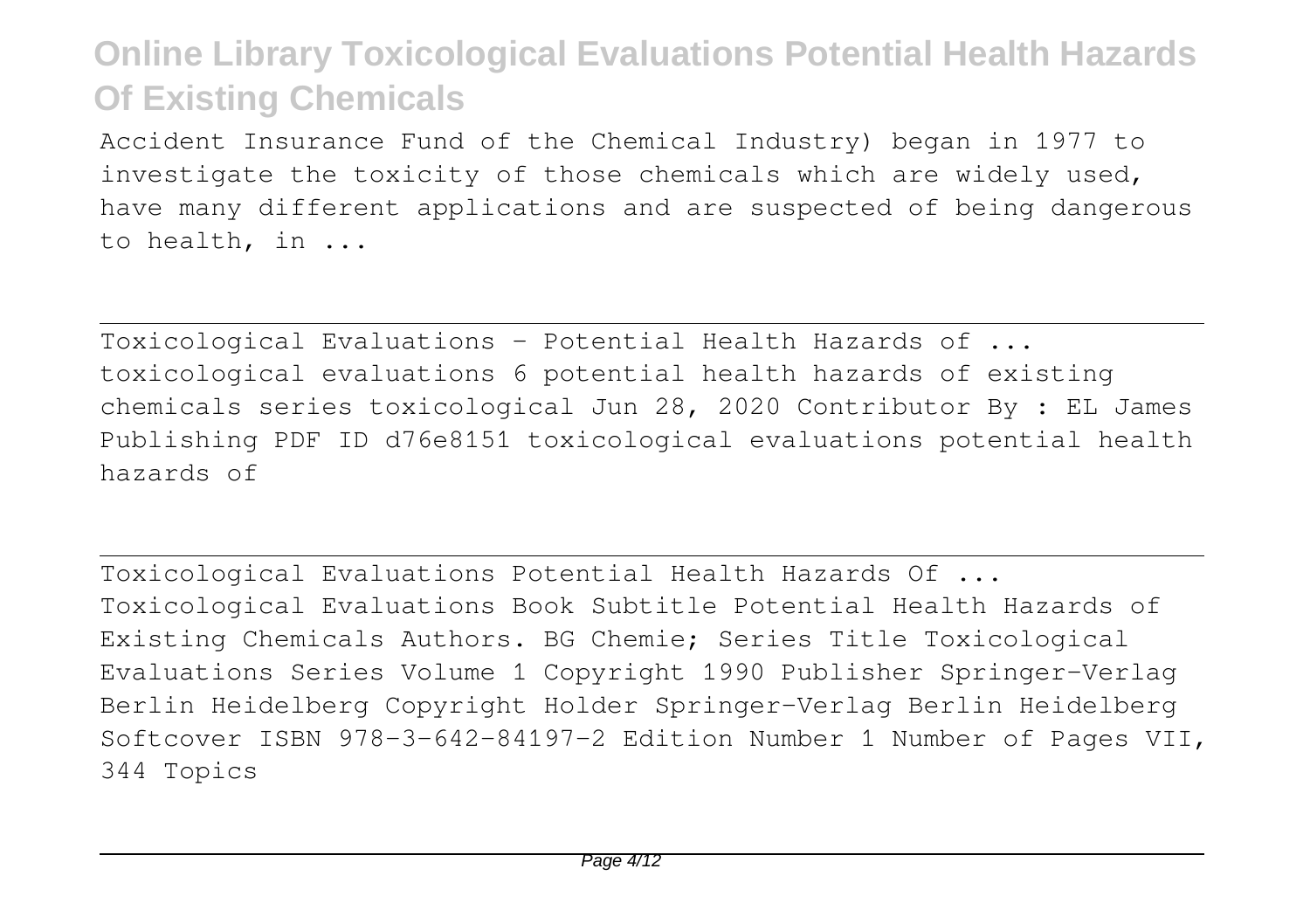Accident Insurance Fund of the Chemical Industry) began in 1977 to investigate the toxicity of those chemicals which are widely used, have many different applications and are suspected of being dangerous to health, in ...

## Toxicological Evaluations - Potential Health Hazards of ...

toxicological evaluations 6 potential health hazards of existing chemicals series toxicological Jun 28, 2020 Contributor By : EL James Publishing PDF ID d76e8151 toxicological evaluations potential health hazards of

## Toxicological Evaluations Potential Health Hazards Of ...

Toxicological Evaluations Book Subtitle Potential Health Hazards of Existing Chemicals Authors. BG Chemie; Series Title Toxicological Evaluations Series Volume 1 Copyright 1990 Publisher Springer-Verlag Berlin Heidelberg Copyright Holder Springer-Verlag Berlin Heidelberg Softcover ISBN 978-3-642-84197-2 Edition Number 1 Number of Pages VII, 344 Topics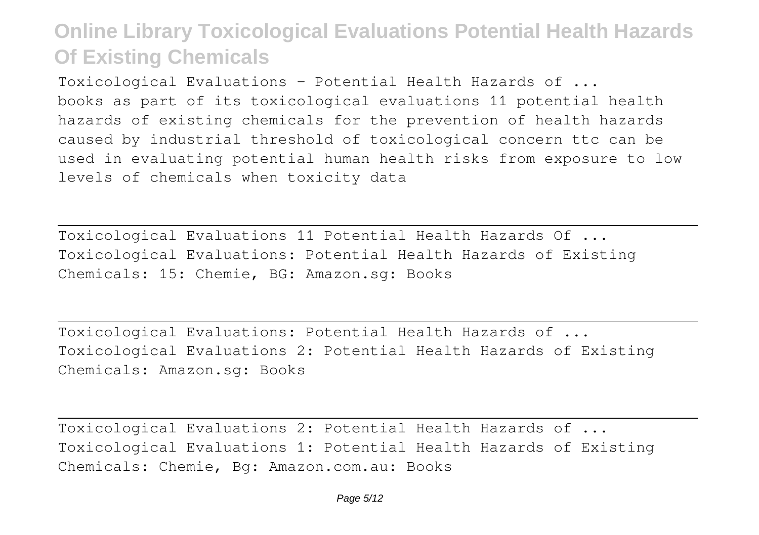Toxicological Evaluations - Potential Health Hazards of ...

books as part of its toxicological evaluations 11 potential health hazards of existing chemicals for the prevention of health hazards caused by industrial threshold of toxicological concern ttc can be used in evaluating potential human health risks from exposure to low levels of chemicals when toxicity data

---

Toxicological Evaluations 11 Potential Health Hazards Of ...

Toxicological Evaluations: Potential Health Hazards of Existing Chemicals: 15: Chemie, BG: Amazon.sg: Books

---

Toxicological Evaluations: Potential Health Hazards of ...

Toxicological Evaluations 2: Potential Health Hazards of Existing Chemicals: Amazon.sg: Books

---

Toxicological Evaluations 2: Potential Health Hazards of ...

Toxicological Evaluations 1: Potential Health Hazards of Existing Chemicals: Chemie, Bg: Amazon.com.au: Books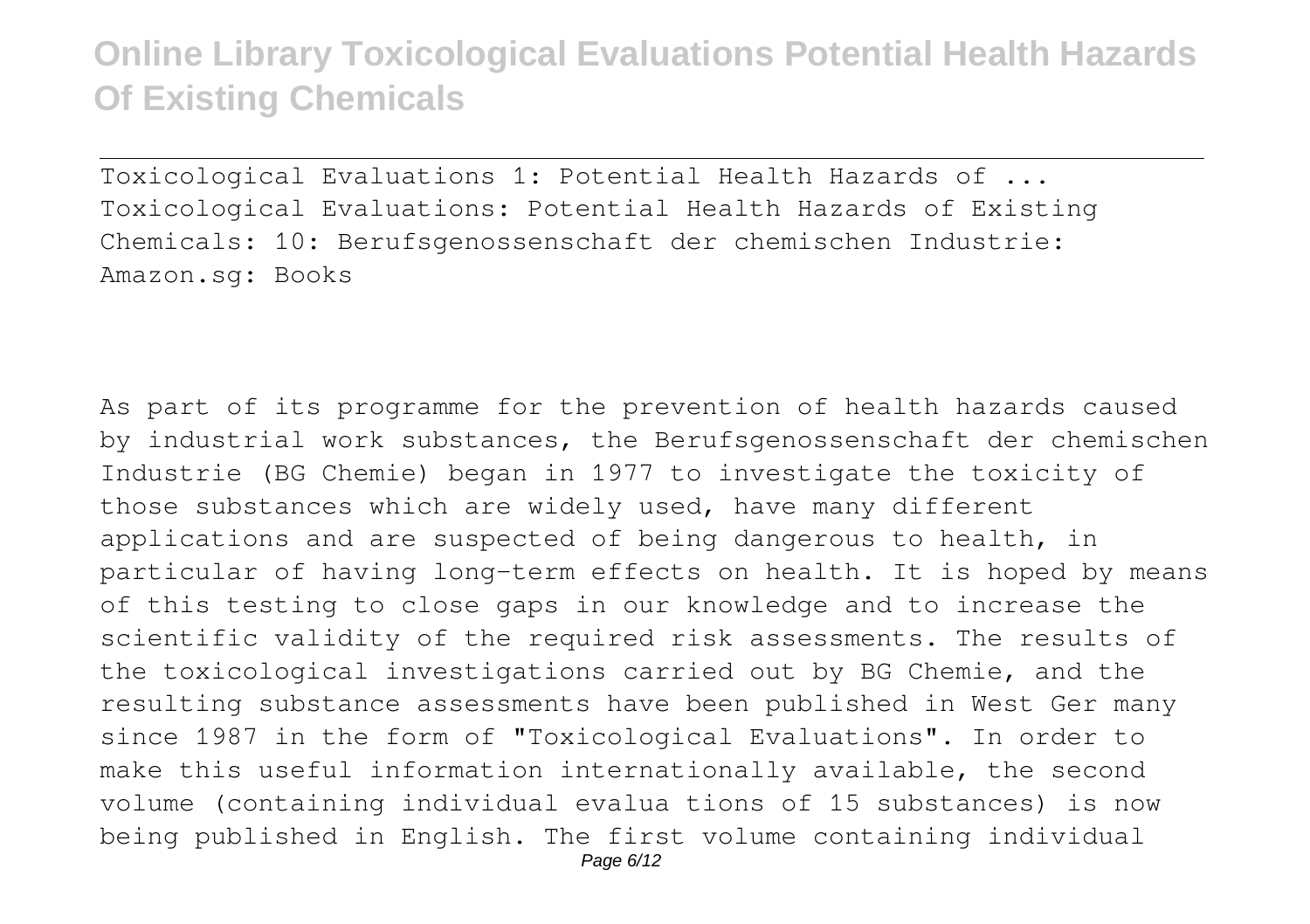Toxicological Evaluations 1: Potential Health Hazards of ...
Toxicological Evaluations: Potential Health Hazards of Existing Chemicals: 10: Berufsgenossenschaft der chemischen Industrie: Amazon.sg: Books

As part of its programme for the prevention of health hazards caused by industrial work substances, the Berufsgenossenschaft der chemischen Industrie (BG Chemie) began in 1977 to investigate the toxicity of those substances which are widely used, have many different applications and are suspected of being dangerous to health, in particular of having long-term effects on health. It is hoped by means of this testing to close gaps in our knowledge and to increase the scientific validity of the required risk assessments. The results of the toxicological investigations carried out by BG Chemie, and the resulting substance assessments have been published in West Ger many since 1987 in the form of "Toxicological Evaluations". In order to make this useful information internationally available, the second volume (containing individual evalua tions of 15 substances) is now being published in English. The first volume containing individual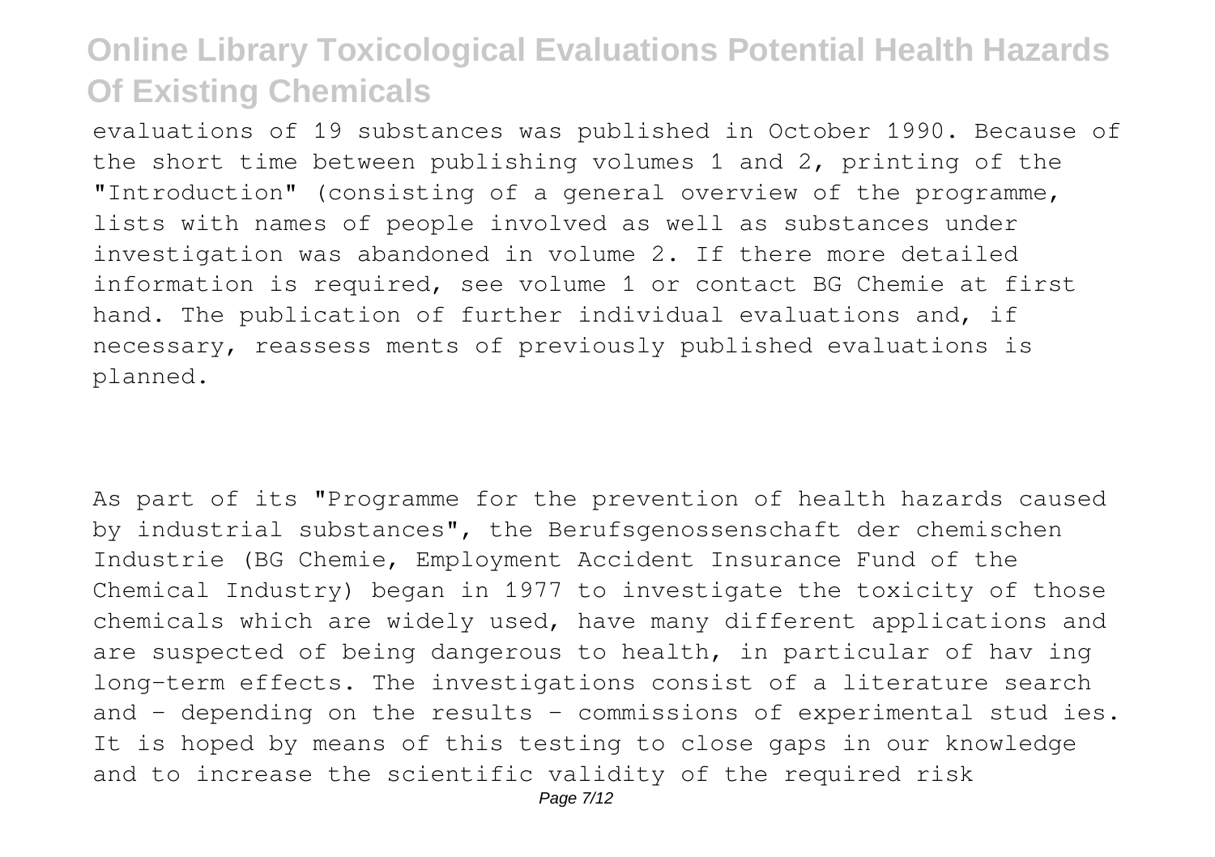evaluations of 19 substances was published in October 1990. Because of the short time between publishing volumes 1 and 2, printing of the "Introduction" (consisting of a general overview of the programme, lists with names of people involved as well as substances under investigation was abandoned in volume 2. If there more detailed information is required, see volume 1 or contact BG Chemie at first hand. The publication of further individual evaluations and, if necessary, reassess ments of previously published evaluations is planned.

As part of its "Programme for the prevention of health hazards caused by industrial substances", the Berufsgenossenschaft der chemischen Industrie (BG Chemie, Employment Accident Insurance Fund of the Chemical Industry) began in 1977 to investigate the toxicity of those chemicals which are widely used, have many different applications and are suspected of being dangerous to health, in particular of hav ing long-term effects. The investigations consist of a literature search and - depending on the results - commissions of experimental stud ies. It is hoped by means of this testing to close gaps in our knowledge and to increase the scientific validity of the required risk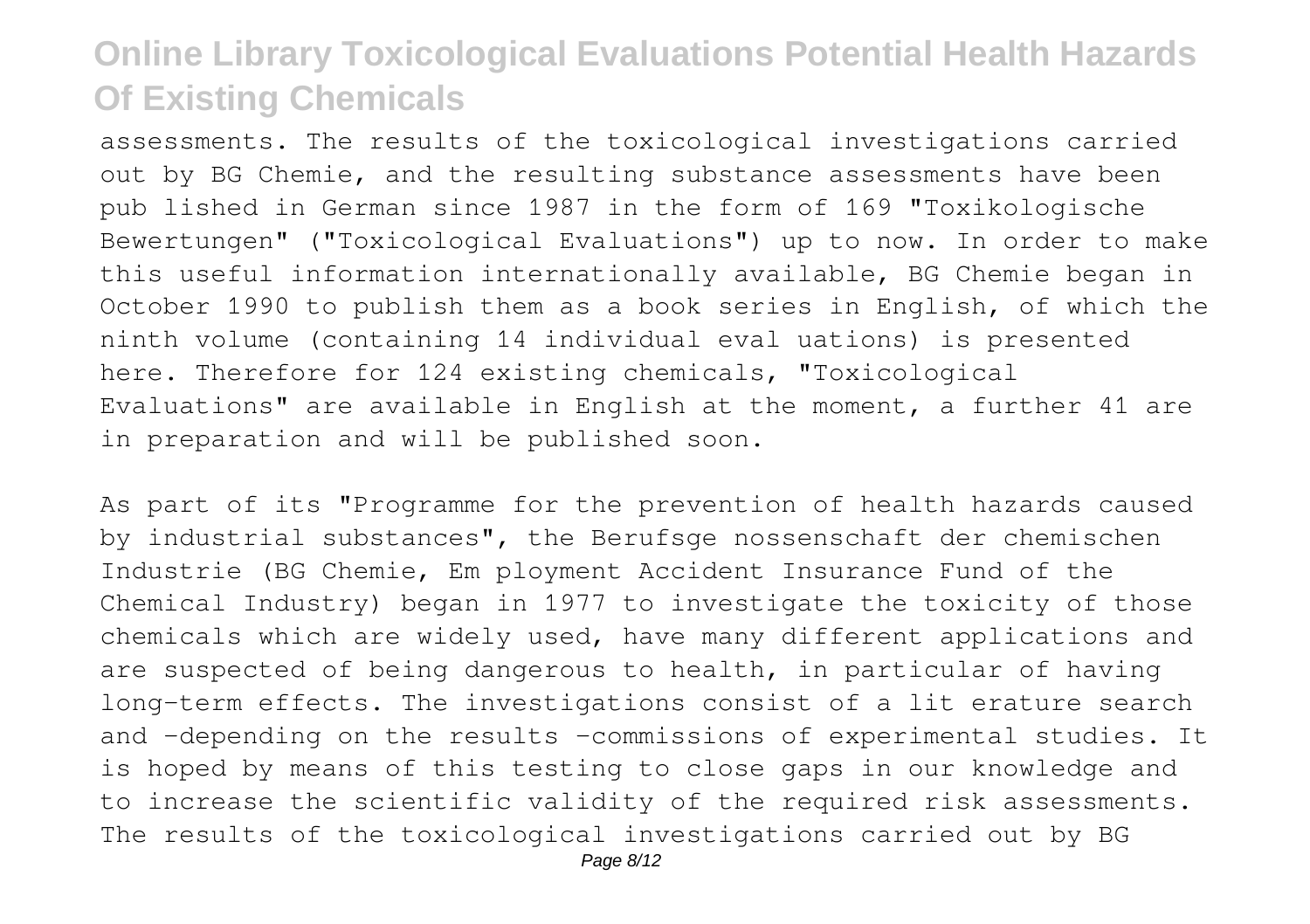assessments. The results of the toxicological investigations carried out by BG Chemie, and the resulting substance assessments have been pub lished in German since 1987 in the form of 169 "Toxikologische Bewertungen" ("Toxicological Evaluations") up to now. In order to make this useful information internationally available, BG Chemie began in October 1990 to publish them as a book series in English, of which the ninth volume (containing 14 individual eval uations) is presented here. Therefore for 124 existing chemicals, "Toxicological Evaluations" are available in English at the moment, a further 41 are in preparation and will be published soon.

As part of its "Programme for the prevention of health hazards caused by industrial substances", the Berufsge nossenschaft der chemischen Industrie (BG Chemie, Em ployment Accident Insurance Fund of the Chemical Industry) began in 1977 to investigate the toxicity of those chemicals which are widely used, have many different applications and are suspected of being dangerous to health, in particular of having long-term effects. The investigations consist of a lit erature search and -depending on the results -commissions of experimental studies. It is hoped by means of this testing to close gaps in our knowledge and to increase the scientific validity of the required risk assessments. The results of the toxicological investigations carried out by BG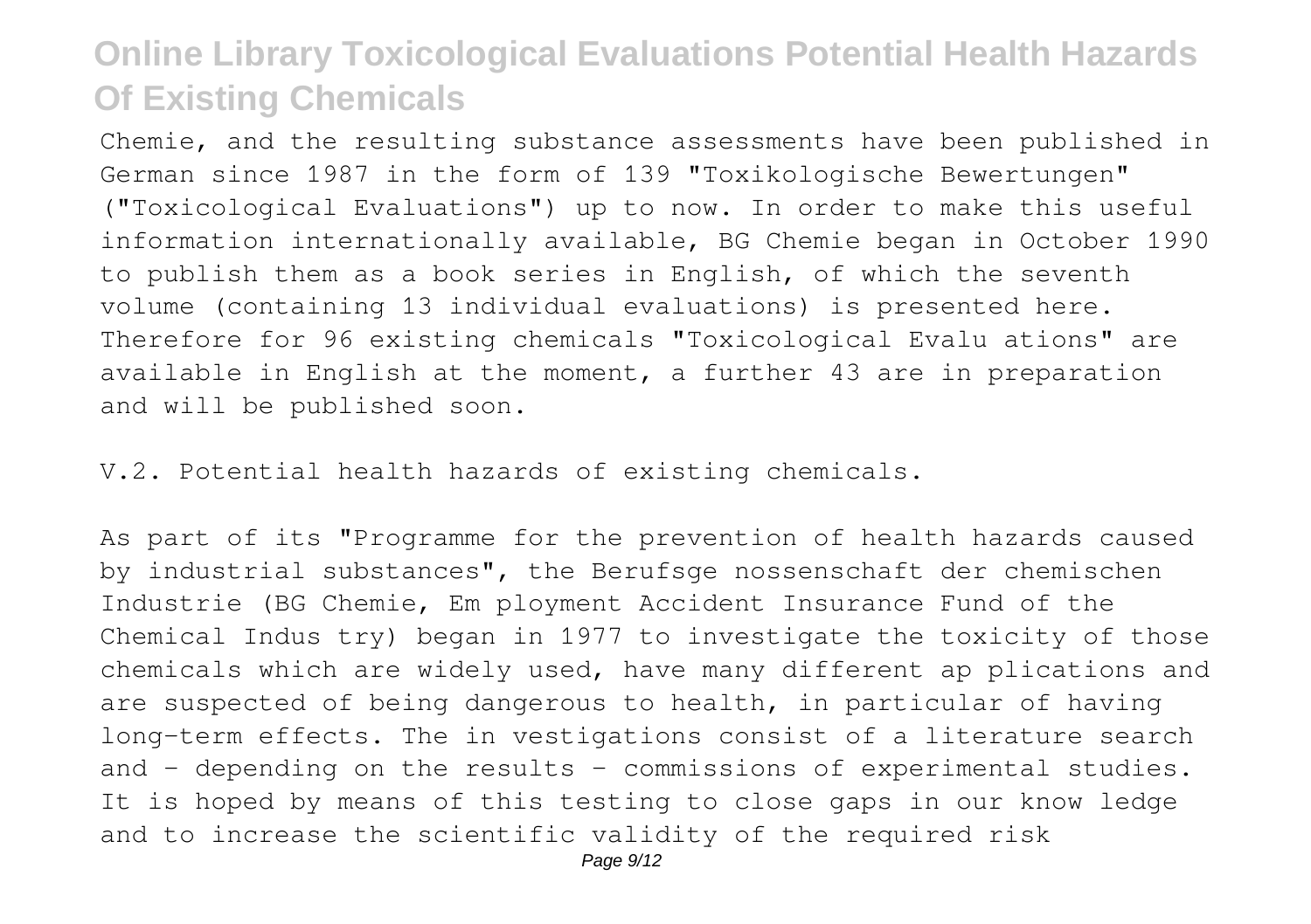Chemie, and the resulting substance assessments have been published in German since 1987 in the form of 139 "Toxikologische Bewertungen" ("Toxicological Evaluations") up to now. In order to make this useful information internationally available, BG Chemie began in October 1990 to publish them as a book series in English, of which the seventh volume (containing 13 individual evaluations) is presented here. Therefore for 96 existing chemicals "Toxicological Evalu ations" are available in English at the moment, a further 43 are in preparation and will be published soon.

V.2. Potential health hazards of existing chemicals.

As part of its "Programme for the prevention of health hazards caused by industrial substances", the Berufsge nossenschaft der chemischen Industrie (BG Chemie, Em ployment Accident Insurance Fund of the Chemical Indus try) began in 1977 to investigate the toxicity of those chemicals which are widely used, have many different ap plications and are suspected of being dangerous to health, in particular of having long-term effects. The in vestigations consist of a literature search and - depending on the results - commissions of experimental studies. It is hoped by means of this testing to close gaps in our know ledge and to increase the scientific validity of the required risk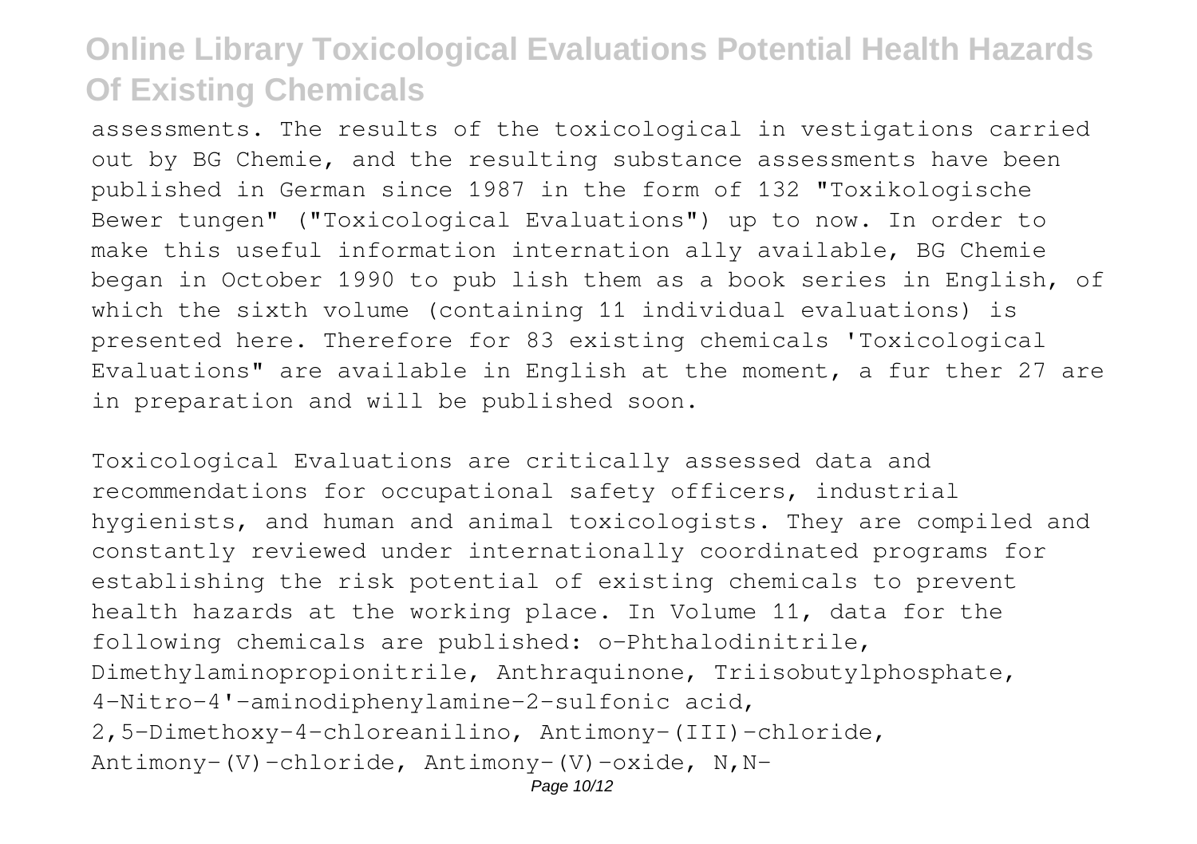assessments. The results of the toxicological in vestigations carried out by BG Chemie, and the resulting substance assessments have been published in German since 1987 in the form of 132 "Toxikologische Bewer tungen" ("Toxicological Evaluations") up to now. In order to make this useful information internation ally available, BG Chemie began in October 1990 to pub lish them as a book series in English, of which the sixth volume (containing 11 individual evaluations) is presented here. Therefore for 83 existing chemicals 'Toxicological Evaluations" are available in English at the moment, a fur ther 27 are in preparation and will be published soon.

Toxicological Evaluations are critically assessed data and recommendations for occupational safety officers, industrial hygienists, and human and animal toxicologists. They are compiled and constantly reviewed under internationally coordinated programs for establishing the risk potential of existing chemicals to prevent health hazards at the working place. In Volume 11, data for the following chemicals are published: o-Phthalodinitrile, Dimethylaminopropionitrile, Anthraquinone, Triisobutylphosphate, 4-Nitro-4'-aminodiphenylamine-2-sulfonic acid, 2,5-Dimethoxy-4-chloreanilino, Antimony-(III)-chloride, Antimony-(V)-chloride, Antimony-(V)-oxide, N,N-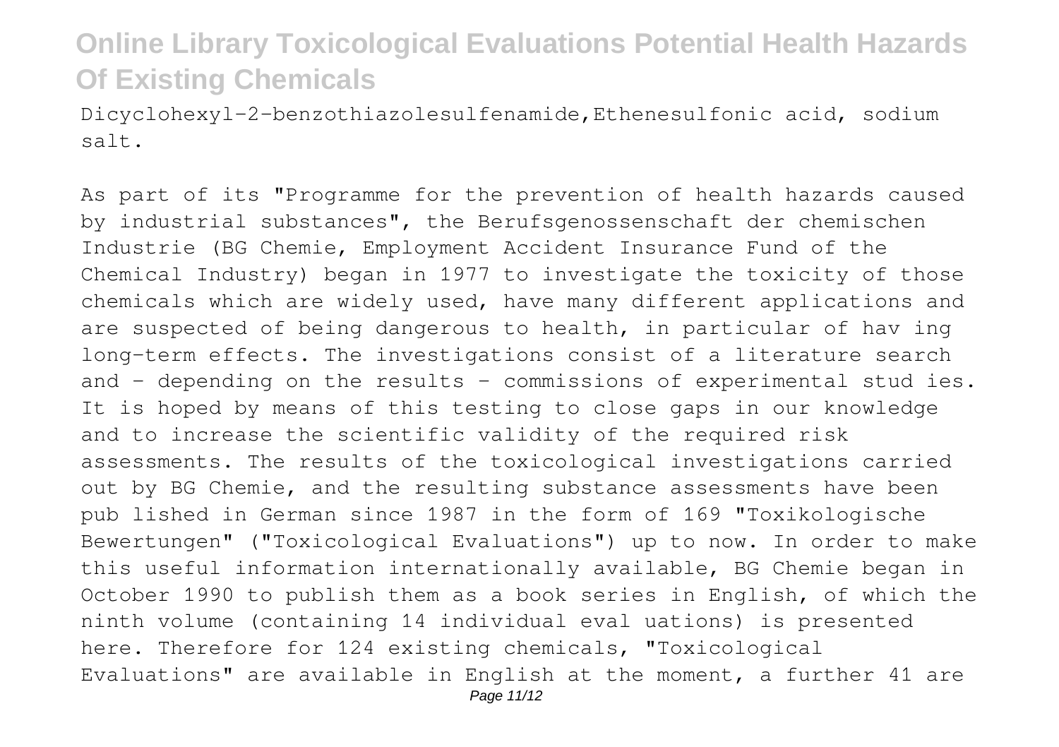Dicyclohexyl-2-benzothiazolesulfenamide,Ethenesulfonic acid, sodium salt.

As part of its "Programme for the prevention of health hazards caused by industrial substances", the Berufsgenossenschaft der chemischen Industrie (BG Chemie, Employment Accident Insurance Fund of the Chemical Industry) began in 1977 to investigate the toxicity of those chemicals which are widely used, have many different applications and are suspected of being dangerous to health, in particular of hav ing long-term effects. The investigations consist of a literature search and - depending on the results - commissions of experimental stud ies. It is hoped by means of this testing to close gaps in our knowledge and to increase the scientific validity of the required risk assessments. The results of the toxicological investigations carried out by BG Chemie, and the resulting substance assessments have been pub lished in German since 1987 in the form of 169 "Toxikologische Bewertungen" ("Toxicological Evaluations") up to now. In order to make this useful information internationally available, BG Chemie began in October 1990 to publish them as a book series in English, of which the ninth volume (containing 14 individual eval uations) is presented here. Therefore for 124 existing chemicals, "Toxicological Evaluations" are available in English at the moment, a further 41 are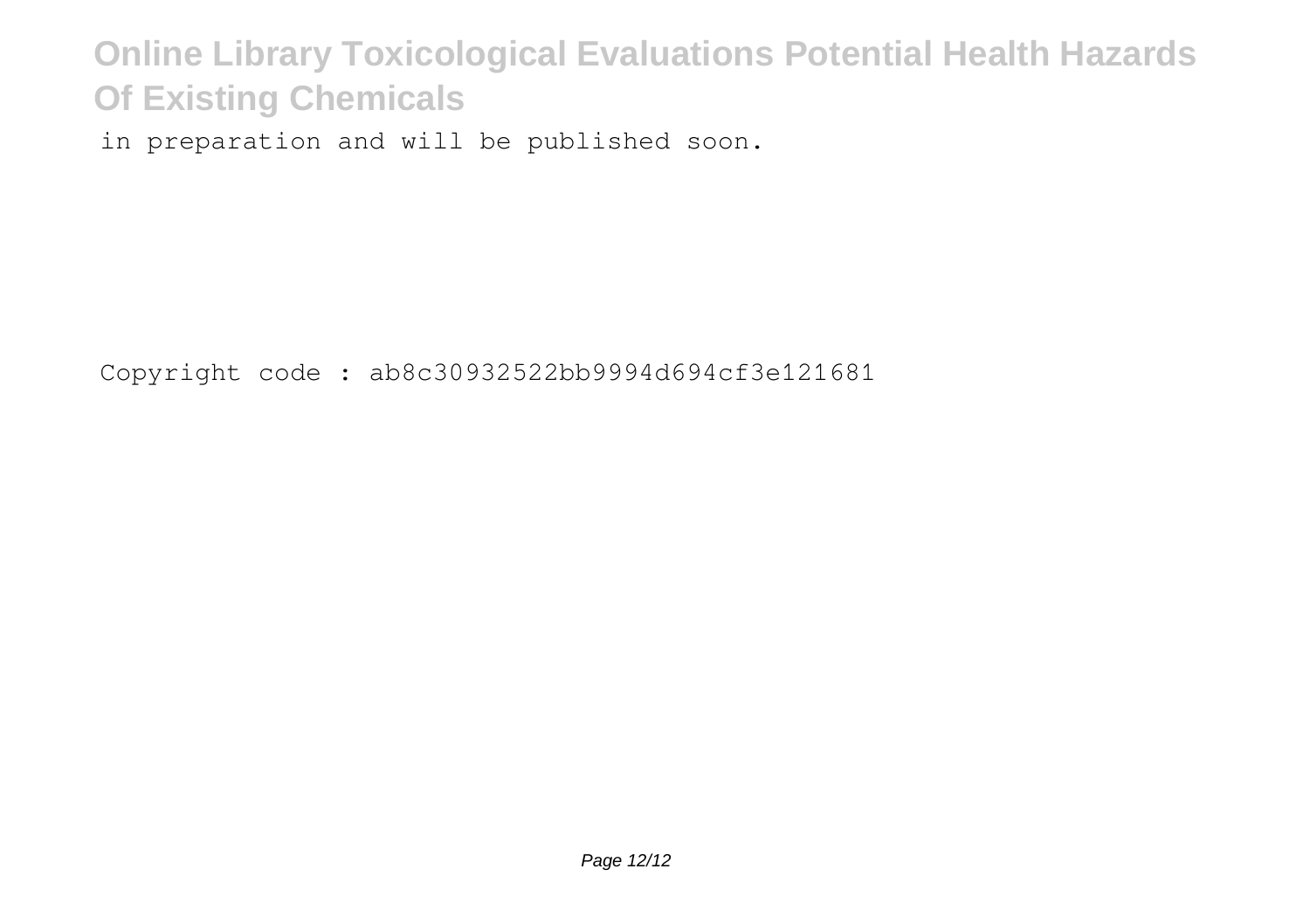in preparation and will be published soon.

Copyright code : ab8c30932522bb9994d694cf3e121681